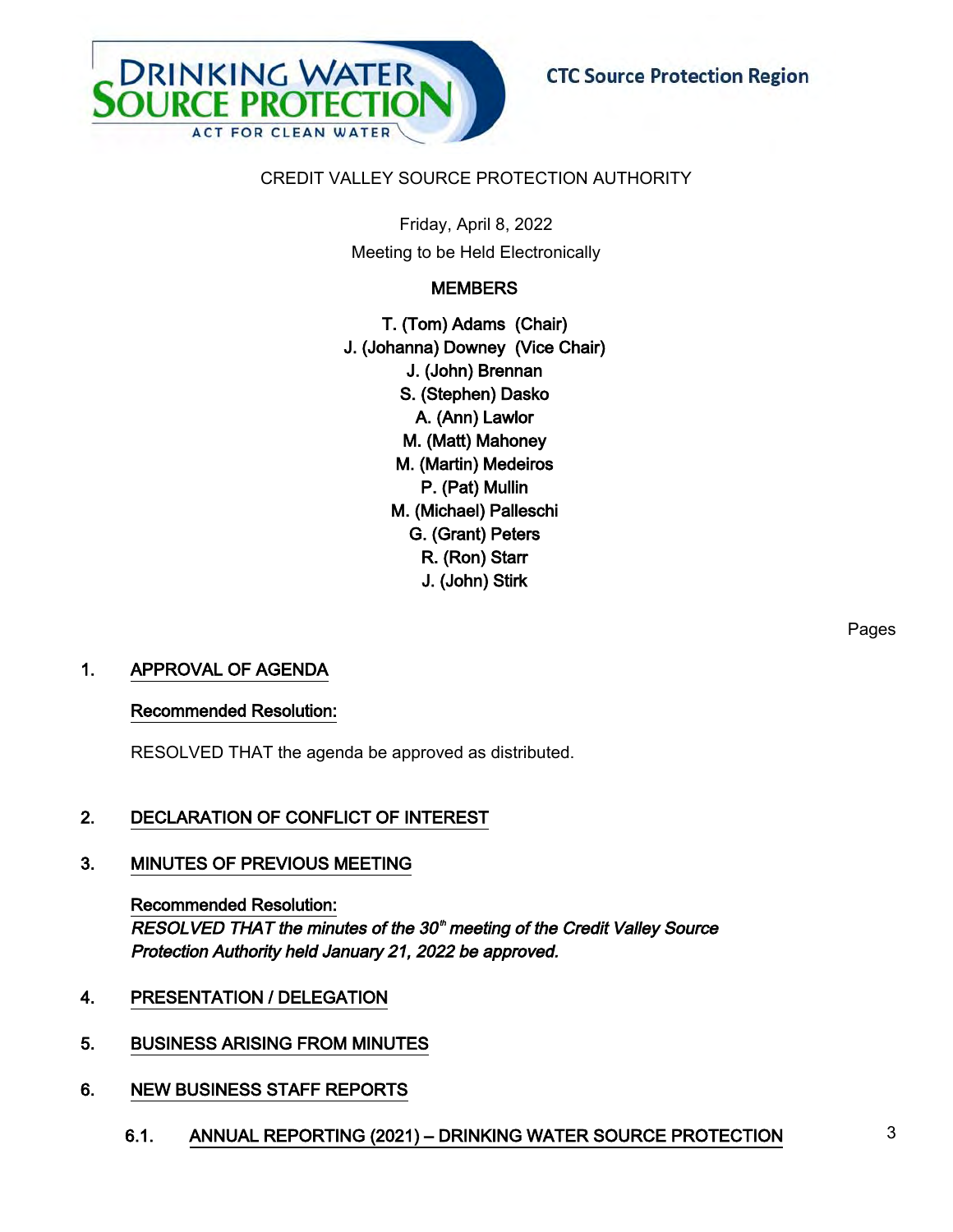CTC Source Protection Region

# CREDIT VALLEY SOURCE PROTECTION AUTHORITY

Friday, April 8, 2022

Meeting to be Held Electronically

**MEMBERS**

**T. (Tom) Adams (Chair)**
**J. (Johanna) Downey (Vice Chair)**
**J. (John) Brennan**
**S. (Stephen) Dasko**
**A. (Ann) Lawlor**
**M. (Matt) Mahoney**
**M. (Martin) Medeiros**
**P. (Pat) Mullin**
**M. (Michael) Palleschi**
**G. (Grant) Peters**
**R. (Ron) Starr**
**J. (John) Stirk**

Pages

## 1. APPROVAL OF AGENDA

**Recommended Resolution:**

RESOLVED THAT the agenda be approved as distributed.

## 2. DECLARATION OF CONFLICT OF INTEREST

## 3. MINUTES OF PREVIOUS MEETING

**Recommended Resolution:**
***RESOLVED THAT the minutes of the 30th meeting of the Credit Valley Source Protection Authority held January 21, 2022 be approved.***

## 4. PRESENTATION / DELEGATION

## 5. BUSINESS ARISING FROM MINUTES

## 6. NEW BUSINESS STAFF REPORTS

### 6.1. ANNUAL REPORTING (2021) – DRINKING WATER SOURCE PROTECTION — 3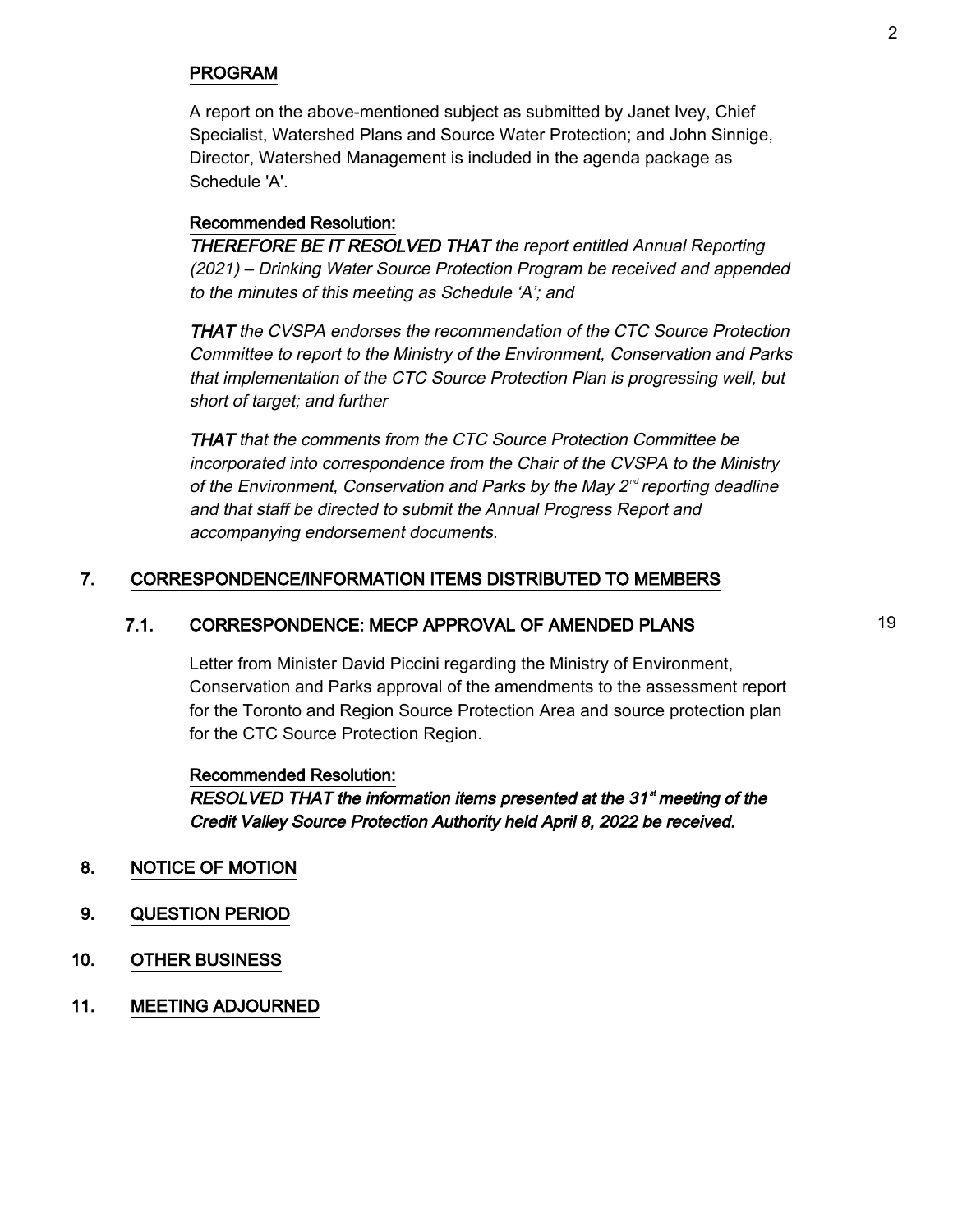## PROGRAM

A report on the above-mentioned subject as submitted by Janet Ivey, Chief Specialist, Watershed Plans and Source Water Protection; and John Sinnige, Director, Watershed Management is included in the agenda package as Schedule 'A'.

**Recommended Resolution:**

***THEREFORE BE IT RESOLVED THAT*** *the report entitled Annual Reporting (2021) – Drinking Water Source Protection Program be received and appended to the minutes of this meeting as Schedule 'A'; and*

***THAT*** *the CVSPA endorses the recommendation of the CTC Source Protection Committee to report to the Ministry of the Environment, Conservation and Parks that implementation of the CTC Source Protection Plan is progressing well, but short of target; and further*

***THAT*** *that the comments from the CTC Source Protection Committee be incorporated into correspondence from the Chair of the CVSPA to the Ministry of the Environment, Conservation and Parks by the May 2nd reporting deadline and that staff be directed to submit the Annual Progress Report and accompanying endorsement documents.*

## 7. CORRESPONDENCE/INFORMATION ITEMS DISTRIBUTED TO MEMBERS

### 7.1. CORRESPONDENCE: MECP APPROVAL OF AMENDED PLANS — 19

Letter from Minister David Piccini regarding the Ministry of Environment, Conservation and Parks approval of the amendments to the assessment report for the Toronto and Region Source Protection Area and source protection plan for the CTC Source Protection Region.

**Recommended Resolution:**

***RESOLVED THAT the information items presented at the 31st meeting of the Credit Valley Source Protection Authority held April 8, 2022 be received.***

## 8. NOTICE OF MOTION

## 9. QUESTION PERIOD

## 10. OTHER BUSINESS

## 11. MEETING ADJOURNED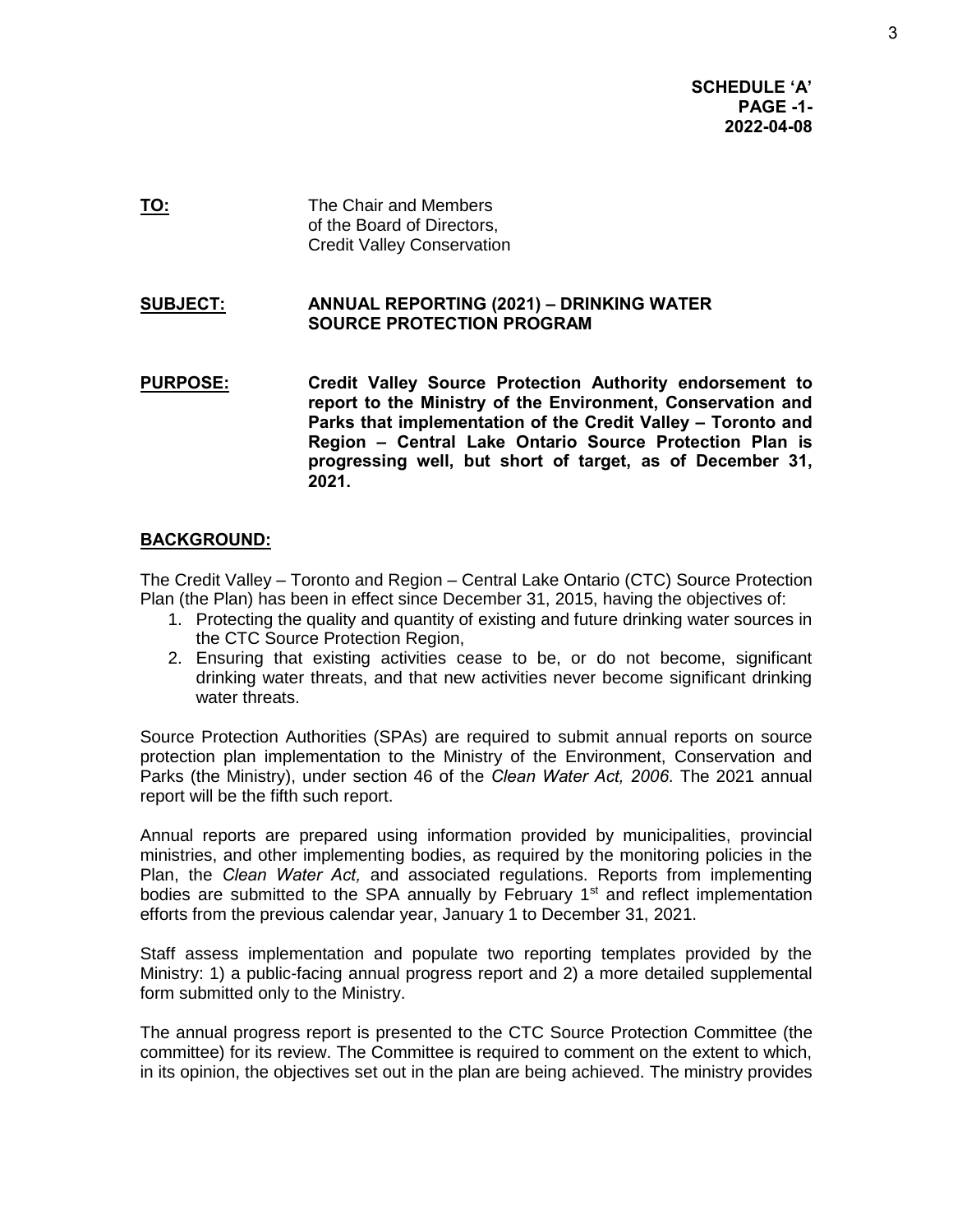**SCHEDULE 'A'**
**PAGE -1-**
**2022-04-08**

**TO:** The Chair and Members of the Board of Directors, Credit Valley Conservation

**SUBJECT:** **ANNUAL REPORTING (2021) – DRINKING WATER SOURCE PROTECTION PROGRAM**

**PURPOSE:** **Credit Valley Source Protection Authority endorsement to report to the Ministry of the Environment, Conservation and Parks that implementation of the Credit Valley – Toronto and Region – Central Lake Ontario Source Protection Plan is progressing well, but short of target, as of December 31, 2021.**

## BACKGROUND:

The Credit Valley – Toronto and Region – Central Lake Ontario (CTC) Source Protection Plan (the Plan) has been in effect since December 31, 2015, having the objectives of:

1. Protecting the quality and quantity of existing and future drinking water sources in the CTC Source Protection Region,
2. Ensuring that existing activities cease to be, or do not become, significant drinking water threats, and that new activities never become significant drinking water threats.

Source Protection Authorities (SPAs) are required to submit annual reports on source protection plan implementation to the Ministry of the Environment, Conservation and Parks (the Ministry), under section 46 of the *Clean Water Act, 2006*. The 2021 annual report will be the fifth such report.

Annual reports are prepared using information provided by municipalities, provincial ministries, and other implementing bodies, as required by the monitoring policies in the Plan, the *Clean Water Act,* and associated regulations. Reports from implementing bodies are submitted to the SPA annually by February 1st and reflect implementation efforts from the previous calendar year, January 1 to December 31, 2021.

Staff assess implementation and populate two reporting templates provided by the Ministry: 1) a public-facing annual progress report and 2) a more detailed supplemental form submitted only to the Ministry.

The annual progress report is presented to the CTC Source Protection Committee (the committee) for its review. The Committee is required to comment on the extent to which, in its opinion, the objectives set out in the plan are being achieved. The ministry provides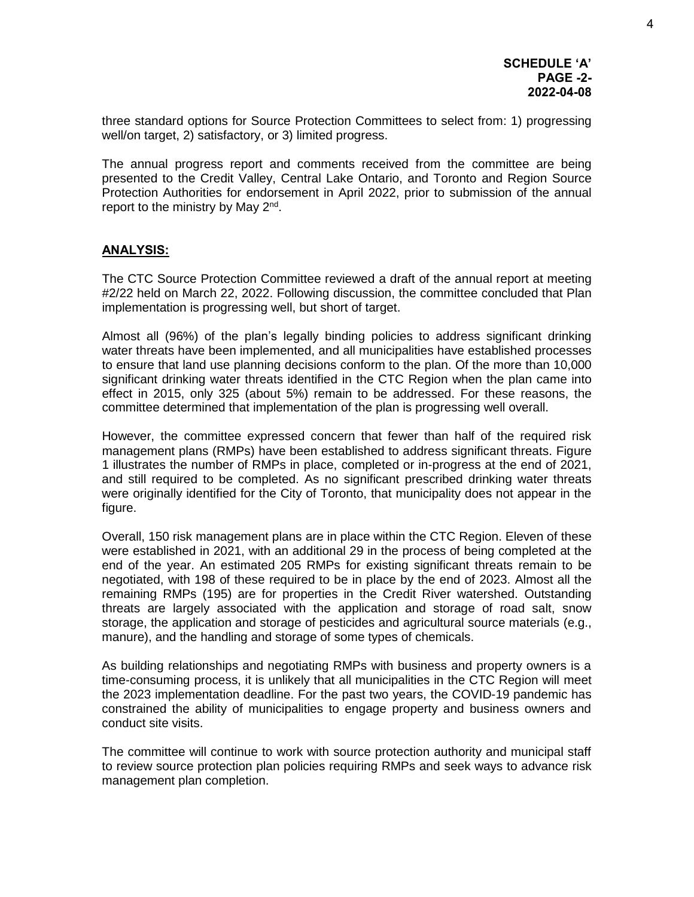**SCHEDULE 'A'**
**PAGE -2-**
**2022-04-08**

three standard options for Source Protection Committees to select from: 1) progressing well/on target, 2) satisfactory, or 3) limited progress.

The annual progress report and comments received from the committee are being presented to the Credit Valley, Central Lake Ontario, and Toronto and Region Source Protection Authorities for endorsement in April 2022, prior to submission of the annual report to the ministry by May 2nd.

## ANALYSIS:

The CTC Source Protection Committee reviewed a draft of the annual report at meeting #2/22 held on March 22, 2022. Following discussion, the committee concluded that Plan implementation is progressing well, but short of target.

Almost all (96%) of the plan's legally binding policies to address significant drinking water threats have been implemented, and all municipalities have established processes to ensure that land use planning decisions conform to the plan. Of the more than 10,000 significant drinking water threats identified in the CTC Region when the plan came into effect in 2015, only 325 (about 5%) remain to be addressed. For these reasons, the committee determined that implementation of the plan is progressing well overall.

However, the committee expressed concern that fewer than half of the required risk management plans (RMPs) have been established to address significant threats. Figure 1 illustrates the number of RMPs in place, completed or in-progress at the end of 2021, and still required to be completed. As no significant prescribed drinking water threats were originally identified for the City of Toronto, that municipality does not appear in the figure.

Overall, 150 risk management plans are in place within the CTC Region. Eleven of these were established in 2021, with an additional 29 in the process of being completed at the end of the year. An estimated 205 RMPs for existing significant threats remain to be negotiated, with 198 of these required to be in place by the end of 2023. Almost all the remaining RMPs (195) are for properties in the Credit River watershed. Outstanding threats are largely associated with the application and storage of road salt, snow storage, the application and storage of pesticides and agricultural source materials (e.g., manure), and the handling and storage of some types of chemicals.

As building relationships and negotiating RMPs with business and property owners is a time-consuming process, it is unlikely that all municipalities in the CTC Region will meet the 2023 implementation deadline. For the past two years, the COVID-19 pandemic has constrained the ability of municipalities to engage property and business owners and conduct site visits.

The committee will continue to work with source protection authority and municipal staff to review source protection plan policies requiring RMPs and seek ways to advance risk management plan completion.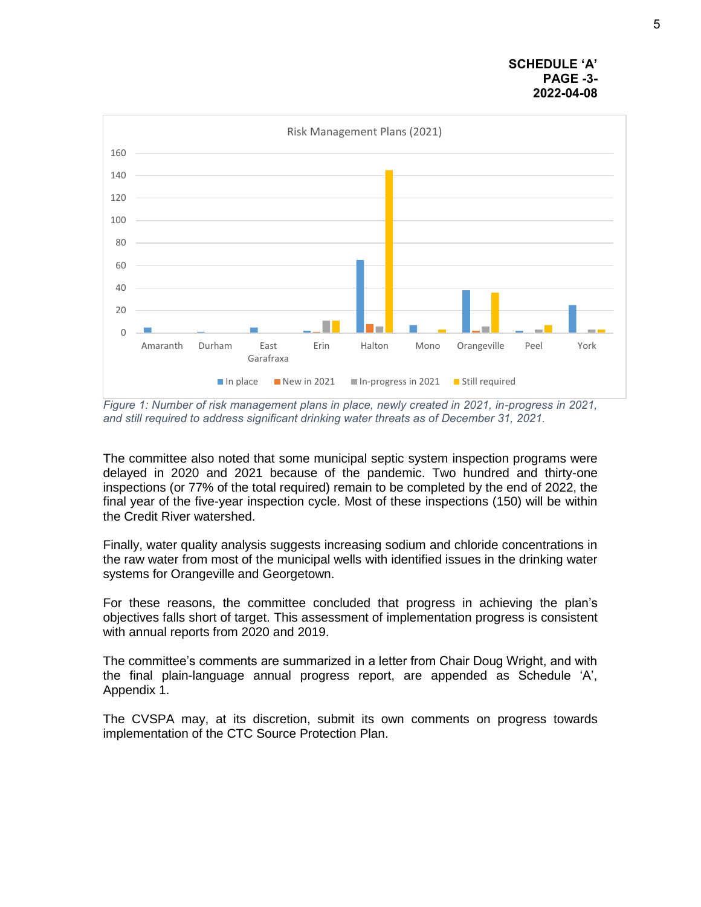**SCHEDULE 'A'**
**PAGE -3-**
**2022-04-08**

*Figure 1: Number of risk management plans in place, newly created in 2021, in-progress in 2021, and still required to address significant drinking water threats as of December 31, 2021.*

The committee also noted that some municipal septic system inspection programs were delayed in 2020 and 2021 because of the pandemic. Two hundred and thirty-one inspections (or 77% of the total required) remain to be completed by the end of 2022, the final year of the five-year inspection cycle. Most of these inspections (150) will be within the Credit River watershed.

Finally, water quality analysis suggests increasing sodium and chloride concentrations in the raw water from most of the municipal wells with identified issues in the drinking water systems for Orangeville and Georgetown.

For these reasons, the committee concluded that progress in achieving the plan's objectives falls short of target. This assessment of implementation progress is consistent with annual reports from 2020 and 2019.

The committee's comments are summarized in a letter from Chair Doug Wright, and with the final plain-language annual progress report, are appended as Schedule 'A', Appendix 1.

The CVSPA may, at its discretion, submit its own comments on progress towards implementation of the CTC Source Protection Plan.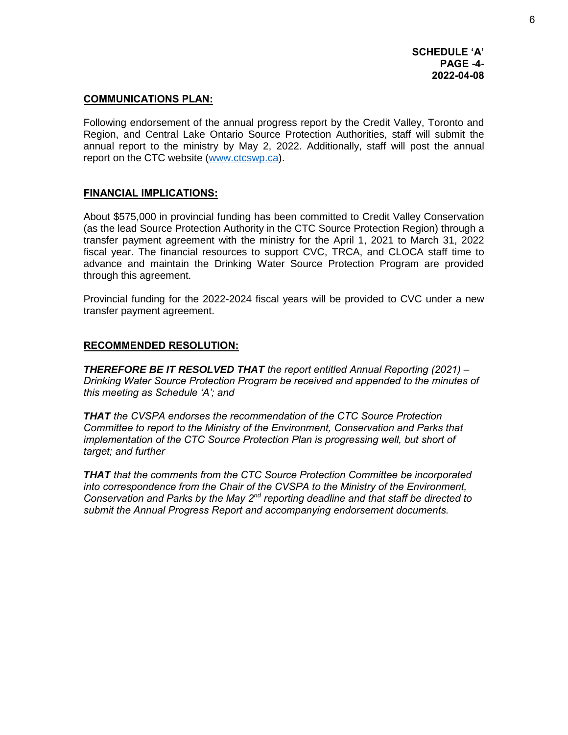**SCHEDULE 'A'**
**PAGE -4-**
**2022-04-08**

## COMMUNICATIONS PLAN:

Following endorsement of the annual progress report by the Credit Valley, Toronto and Region, and Central Lake Ontario Source Protection Authorities, staff will submit the annual report to the ministry by May 2, 2022. Additionally, staff will post the annual report on the CTC website (www.ctcswp.ca).

## FINANCIAL IMPLICATIONS:

About $575,000 in provincial funding has been committed to Credit Valley Conservation (as the lead Source Protection Authority in the CTC Source Protection Region) through a transfer payment agreement with the ministry for the April 1, 2021 to March 31, 2022 fiscal year. The financial resources to support CVC, TRCA, and CLOCA staff time to advance and maintain the Drinking Water Source Protection Program are provided through this agreement.

Provincial funding for the 2022-2024 fiscal years will be provided to CVC under a new transfer payment agreement.

## RECOMMENDED RESOLUTION:

***THEREFORE BE IT RESOLVED THAT*** *the report entitled Annual Reporting (2021) – Drinking Water Source Protection Program be received and appended to the minutes of this meeting as Schedule 'A'; and*

***THAT*** *the CVSPA endorses the recommendation of the CTC Source Protection Committee to report to the Ministry of the Environment, Conservation and Parks that implementation of the CTC Source Protection Plan is progressing well, but short of target; and further*

***THAT*** *that the comments from the CTC Source Protection Committee be incorporated into correspondence from the Chair of the CVSPA to the Ministry of the Environment, Conservation and Parks by the May 2nd reporting deadline and that staff be directed to submit the Annual Progress Report and accompanying endorsement documents.*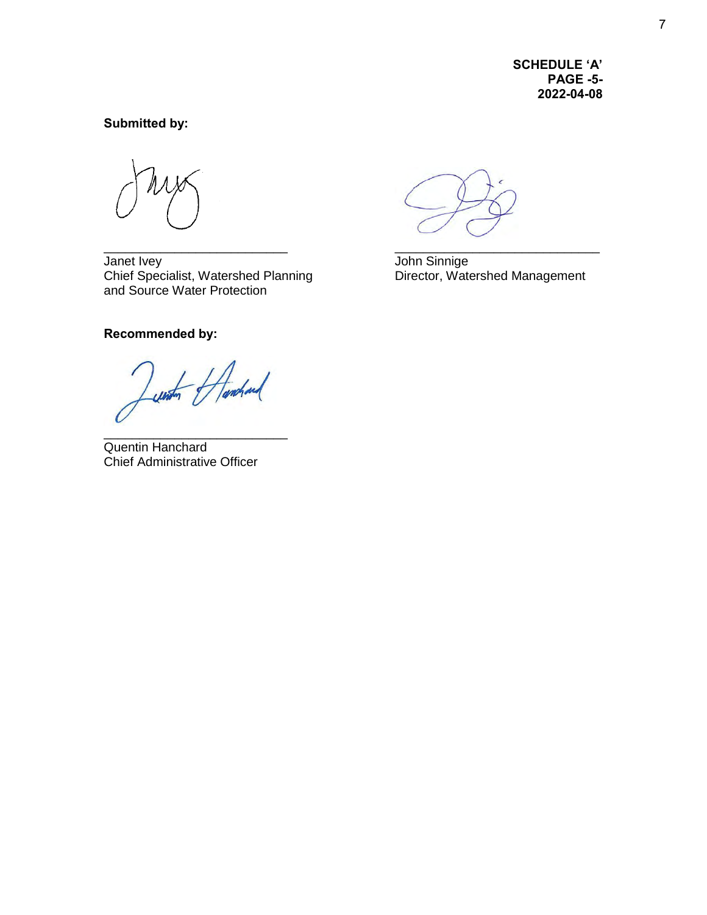**SCHEDULE 'A'**
**PAGE -5-**
**2022-04-08**

**Submitted by:**

\_\_\_\_\_\_\_\_\_\_\_\_\_\_\_\_\_\_\_\_\_\_\_\_\_\_
Janet Ivey
Chief Specialist, Watershed Planning and Source Water Protection

\_\_\_\_\_\_\_\_\_\_\_\_\_\_\_\_\_\_\_\_\_\_\_\_\_\_
John Sinnige
Director, Watershed Management

**Recommended by:**

\_\_\_\_\_\_\_\_\_\_\_\_\_\_\_\_\_\_\_\_\_\_\_\_\_\_
Quentin Hanchard
Chief Administrative Officer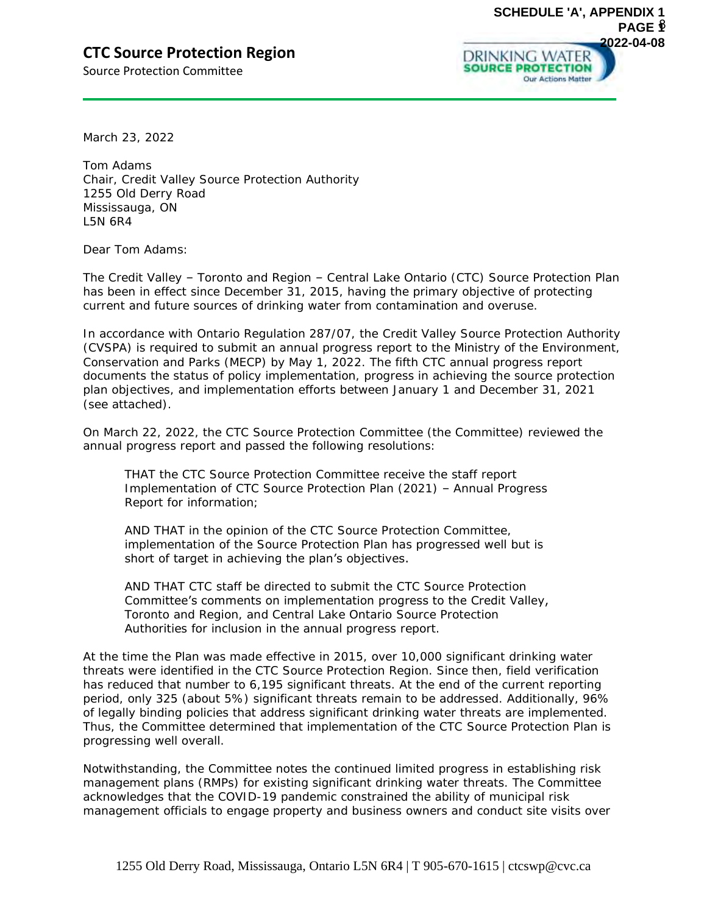# CTC Source Protection Region

Source Protection Committee

March 23, 2022

Tom Adams
Chair, Credit Valley Source Protection Authority
1255 Old Derry Road
Mississauga, ON
L5N 6R4

Dear Tom Adams:

The Credit Valley – Toronto and Region – Central Lake Ontario (CTC) Source Protection Plan has been in effect since December 31, 2015, having the primary objective of protecting current and future sources of drinking water from contamination and overuse.

In accordance with Ontario Regulation 287/07, the Credit Valley Source Protection Authority (CVSPA) is required to submit an annual progress report to the Ministry of the Environment, Conservation and Parks (MECP) by May 1, 2022. The fifth CTC annual progress report documents the status of policy implementation, progress in achieving the source protection plan objectives, and implementation efforts between January 1 and December 31, 2021 (see attached).

On March 22, 2022, the CTC Source Protection Committee (the Committee) reviewed the annual progress report and passed the following resolutions:

> THAT the CTC Source Protection Committee receive the staff report Implementation of CTC Source Protection Plan (2021) – Annual Progress Report for information;
>
> AND THAT in the opinion of the CTC Source Protection Committee, implementation of the Source Protection Plan has progressed well but is short of target in achieving the plan's objectives.
>
> AND THAT CTC staff be directed to submit the CTC Source Protection Committee's comments on implementation progress to the Credit Valley, Toronto and Region, and Central Lake Ontario Source Protection Authorities for inclusion in the annual progress report.

At the time the Plan was made effective in 2015, over 10,000 significant drinking water threats were identified in the CTC Source Protection Region. Since then, field verification has reduced that number to 6,195 significant threats. At the end of the current reporting period, only 325 (about 5%) significant threats remain to be addressed. Additionally, 96% of legally binding policies that address significant drinking water threats are implemented. Thus, the Committee determined that implementation of the CTC Source Protection Plan is progressing well overall.

Notwithstanding, the Committee notes the continued limited progress in establishing risk management plans (RMPs) for existing significant drinking water threats. The Committee acknowledges that the COVID-19 pandemic constrained the ability of municipal risk management officials to engage property and business owners and conduct site visits over

1255 Old Derry Road, Mississauga, Ontario L5N 6R4 | T 905-670-1615 | ctcswp@cvc.ca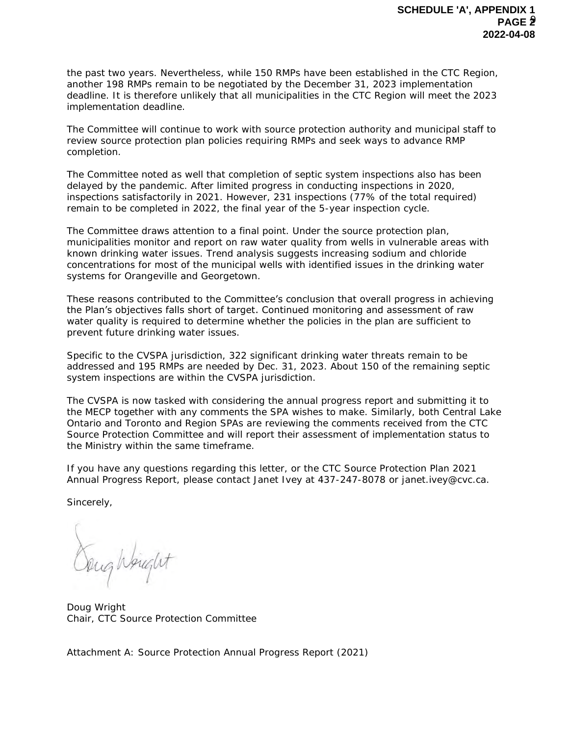the past two years. Nevertheless, while 150 RMPs have been established in the CTC Region, another 198 RMPs remain to be negotiated by the December 31, 2023 implementation deadline. It is therefore unlikely that all municipalities in the CTC Region will meet the 2023 implementation deadline.

The Committee will continue to work with source protection authority and municipal staff to review source protection plan policies requiring RMPs and seek ways to advance RMP completion.

The Committee noted as well that completion of septic system inspections also has been delayed by the pandemic. After limited progress in conducting inspections in 2020, inspections satisfactorily in 2021. However, 231 inspections (77% of the total required) remain to be completed in 2022, the final year of the 5-year inspection cycle.

The Committee draws attention to a final point. Under the source protection plan, municipalities monitor and report on raw water quality from wells in vulnerable areas with known drinking water issues. Trend analysis suggests increasing sodium and chloride concentrations for most of the municipal wells with identified issues in the drinking water systems for Orangeville and Georgetown.

These reasons contributed to the Committee's conclusion that overall progress in achieving the Plan's objectives falls short of target. Continued monitoring and assessment of raw water quality is required to determine whether the policies in the plan are sufficient to prevent future drinking water issues.

Specific to the CVSPA jurisdiction, 322 significant drinking water threats remain to be addressed and 195 RMPs are needed by Dec. 31, 2023. About 150 of the remaining septic system inspections are within the CVSPA jurisdiction.

The CVSPA is now tasked with considering the annual progress report and submitting it to the MECP together with any comments the SPA wishes to make. Similarly, both Central Lake Ontario and Toronto and Region SPAs are reviewing the comments received from the CTC Source Protection Committee and will report their assessment of implementation status to the Ministry within the same timeframe.

If you have any questions regarding this letter, or the CTC Source Protection Plan 2021 Annual Progress Report, please contact Janet Ivey at 437-247-8078 or janet.ivey@cvc.ca.

Sincerely,

Doug Wright
Chair, CTC Source Protection Committee

Attachment A: Source Protection Annual Progress Report (2021)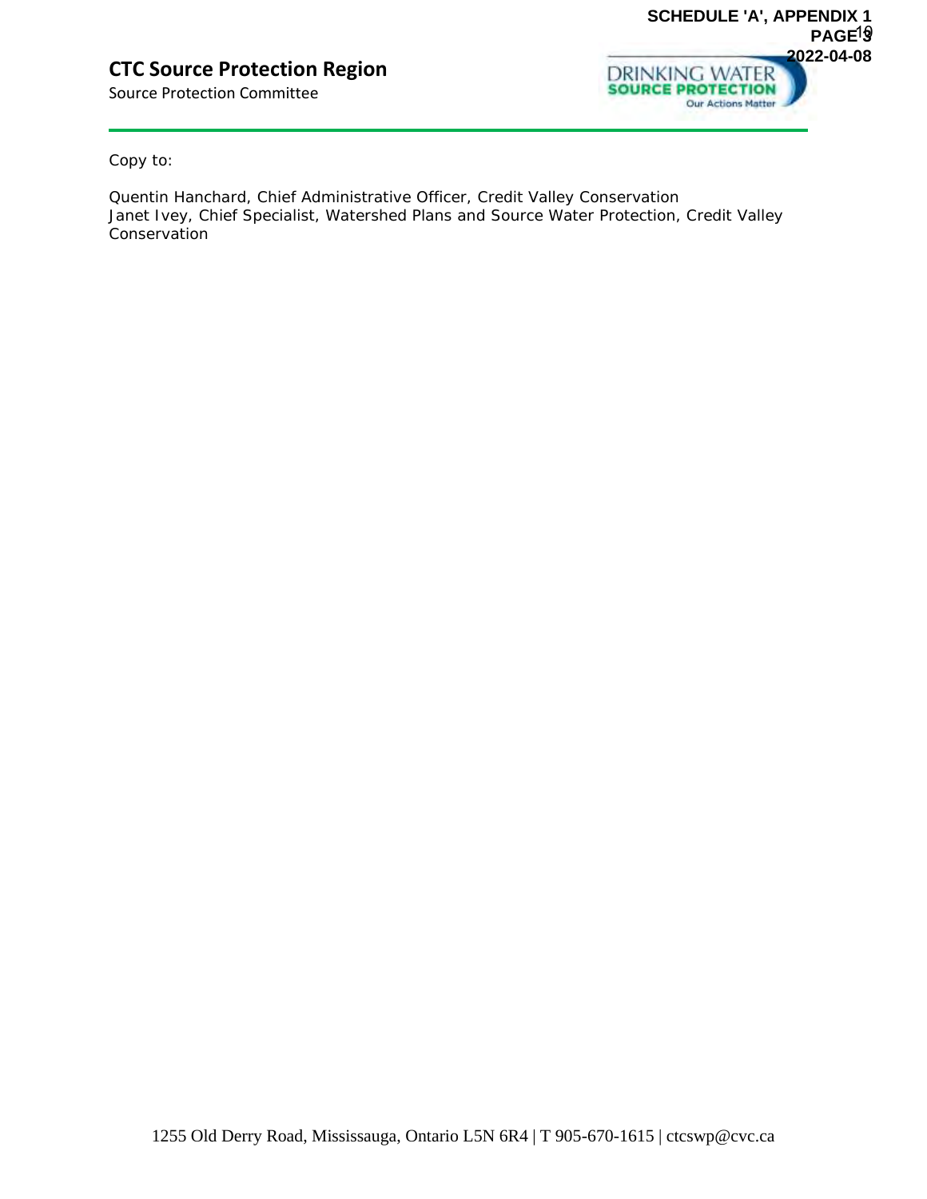Copy to:

Quentin Hanchard, Chief Administrative Officer, Credit Valley Conservation
Janet Ivey, Chief Specialist, Watershed Plans and Source Water Protection, Credit Valley Conservation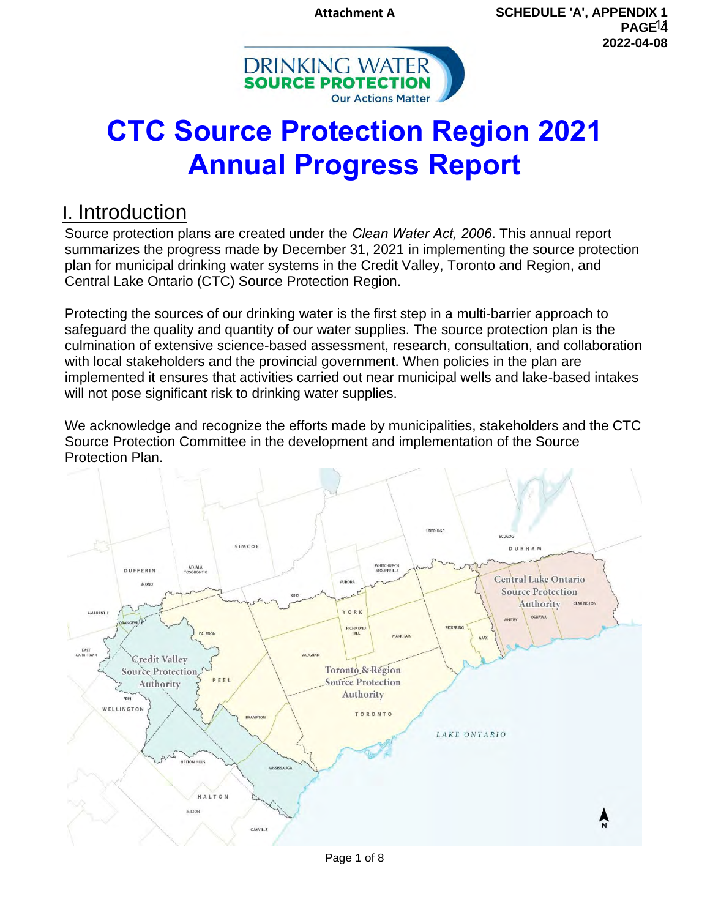Attachment A

SCHEDULE 'A', APPENDIX 1
PAGE 14
2022-04-08

DRINKING WATER
SOURCE PROTECTION
Our Actions Matter

# CTC Source Protection Region 2021 Annual Progress Report

## I. Introduction

Source protection plans are created under the *Clean Water Act, 2006*. This annual report summarizes the progress made by December 31, 2021 in implementing the source protection plan for municipal drinking water systems in the Credit Valley, Toronto and Region, and Central Lake Ontario (CTC) Source Protection Region.

Protecting the sources of our drinking water is the first step in a multi-barrier approach to safeguard the quality and quantity of our water supplies. The source protection plan is the culmination of extensive science-based assessment, research, consultation, and collaboration with local stakeholders and the provincial government. When policies in the plan are implemented it ensures that activities carried out near municipal wells and lake-based intakes will not pose significant risk to drinking water supplies.

We acknowledge and recognize the efforts made by municipalities, stakeholders and the CTC Source Protection Committee in the development and implementation of the Source Protection Plan.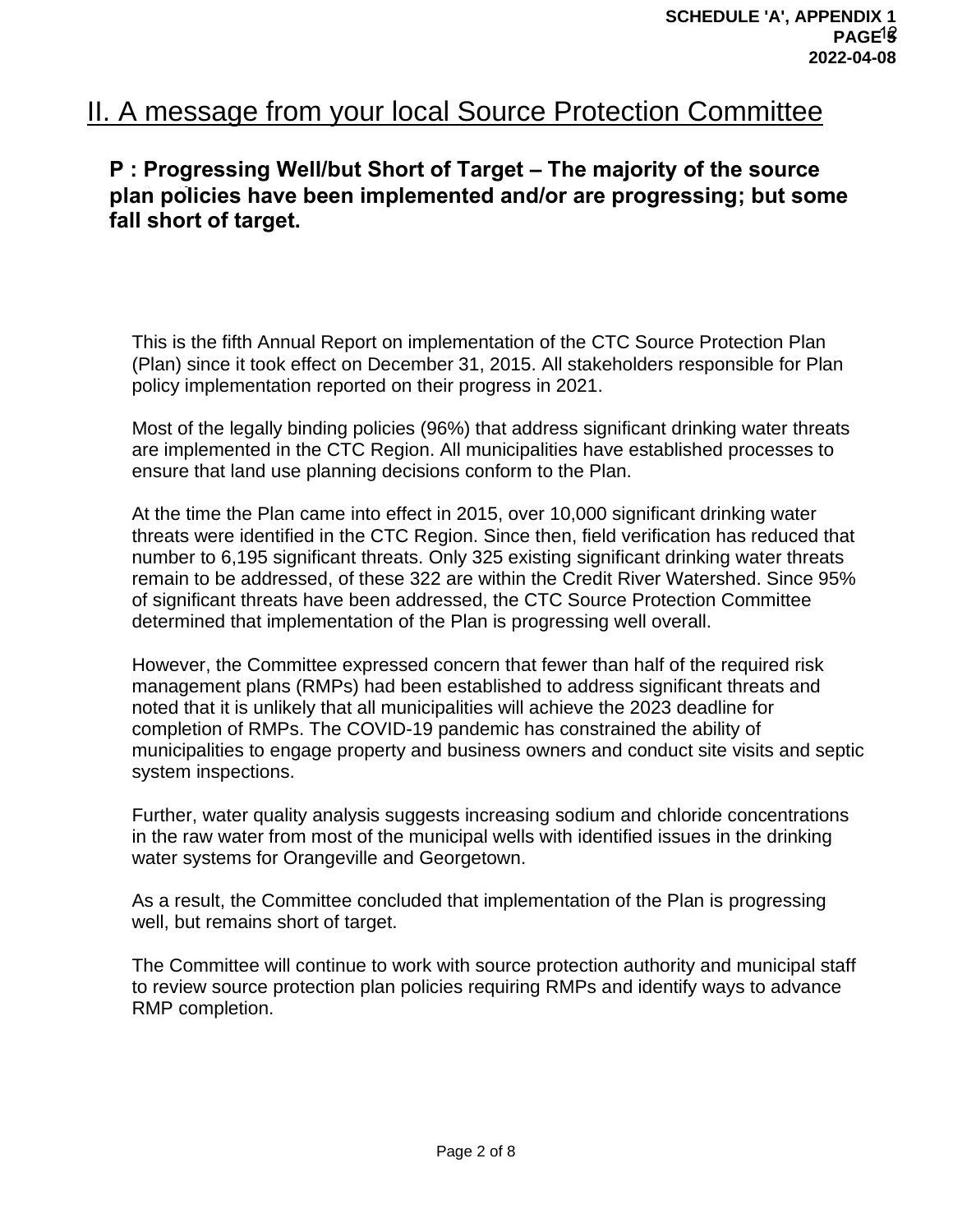# II. A message from your local Source Protection Committee

**P : Progressing Well/but Short of Target – The majority of the source plan policies have been implemented and/or are progressing; but some fall short of target.**

This is the fifth Annual Report on implementation of the CTC Source Protection Plan (Plan) since it took effect on December 31, 2015. All stakeholders responsible for Plan policy implementation reported on their progress in 2021.

Most of the legally binding policies (96%) that address significant drinking water threats are implemented in the CTC Region. All municipalities have established processes to ensure that land use planning decisions conform to the Plan.

At the time the Plan came into effect in 2015, over 10,000 significant drinking water threats were identified in the CTC Region. Since then, field verification has reduced that number to 6,195 significant threats. Only 325 existing significant drinking water threats remain to be addressed, of these 322 are within the Credit River Watershed. Since 95% of significant threats have been addressed, the CTC Source Protection Committee determined that implementation of the Plan is progressing well overall.

However, the Committee expressed concern that fewer than half of the required risk management plans (RMPs) had been established to address significant threats and noted that it is unlikely that all municipalities will achieve the 2023 deadline for completion of RMPs. The COVID-19 pandemic has constrained the ability of municipalities to engage property and business owners and conduct site visits and septic system inspections.

Further, water quality analysis suggests increasing sodium and chloride concentrations in the raw water from most of the municipal wells with identified issues in the drinking water systems for Orangeville and Georgetown.

As a result, the Committee concluded that implementation of the Plan is progressing well, but remains short of target.

The Committee will continue to work with source protection authority and municipal staff to review source protection plan policies requiring RMPs and identify ways to advance RMP completion.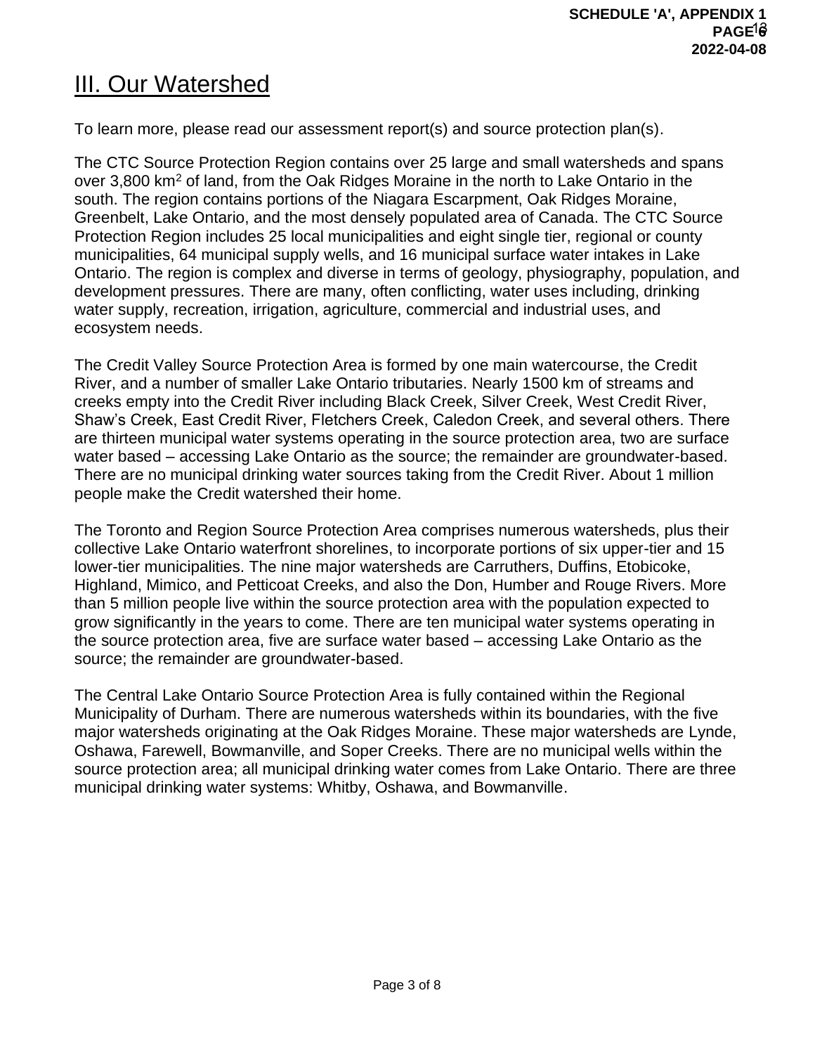# III. Our Watershed

To learn more, please read our assessment report(s) and source protection plan(s).

The CTC Source Protection Region contains over 25 large and small watersheds and spans over 3,800 $km^2$ of land, from the Oak Ridges Moraine in the north to Lake Ontario in the south. The region contains portions of the Niagara Escarpment, Oak Ridges Moraine, Greenbelt, Lake Ontario, and the most densely populated area of Canada. The CTC Source Protection Region includes 25 local municipalities and eight single tier, regional or county municipalities, 64 municipal supply wells, and 16 municipal surface water intakes in Lake Ontario. The region is complex and diverse in terms of geology, physiography, population, and development pressures. There are many, often conflicting, water uses including, drinking water supply, recreation, irrigation, agriculture, commercial and industrial uses, and ecosystem needs.

The Credit Valley Source Protection Area is formed by one main watercourse, the Credit River, and a number of smaller Lake Ontario tributaries. Nearly 1500 km of streams and creeks empty into the Credit River including Black Creek, Silver Creek, West Credit River, Shaw's Creek, East Credit River, Fletchers Creek, Caledon Creek, and several others. There are thirteen municipal water systems operating in the source protection area, two are surface water based – accessing Lake Ontario as the source; the remainder are groundwater-based. There are no municipal drinking water sources taking from the Credit River. About 1 million people make the Credit watershed their home.

The Toronto and Region Source Protection Area comprises numerous watersheds, plus their collective Lake Ontario waterfront shorelines, to incorporate portions of six upper-tier and 15 lower-tier municipalities. The nine major watersheds are Carruthers, Duffins, Etobicoke, Highland, Mimico, and Petticoat Creeks, and also the Don, Humber and Rouge Rivers. More than 5 million people live within the source protection area with the population expected to grow significantly in the years to come. There are ten municipal water systems operating in the source protection area, five are surface water based – accessing Lake Ontario as the source; the remainder are groundwater-based.

The Central Lake Ontario Source Protection Area is fully contained within the Regional Municipality of Durham. There are numerous watersheds within its boundaries, with the five major watersheds originating at the Oak Ridges Moraine. These major watersheds are Lynde, Oshawa, Farewell, Bowmanville, and Soper Creeks. There are no municipal wells within the source protection area; all municipal drinking water comes from Lake Ontario. There are three municipal drinking water systems: Whitby, Oshawa, and Bowmanville.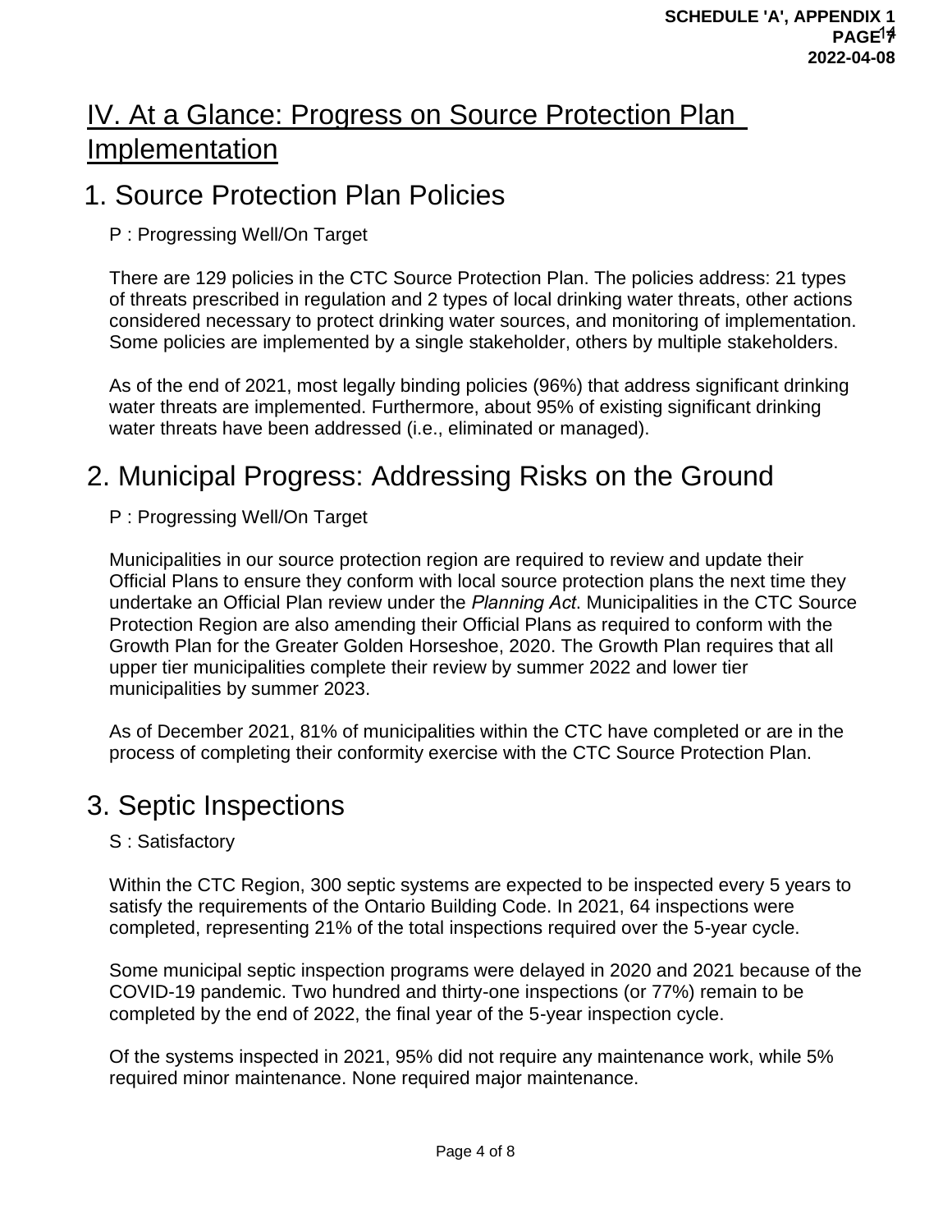# IV. At a Glance: Progress on Source Protection Plan Implementation

## 1. Source Protection Plan Policies

P : Progressing Well/On Target

There are 129 policies in the CTC Source Protection Plan. The policies address: 21 types of threats prescribed in regulation and 2 types of local drinking water threats, other actions considered necessary to protect drinking water sources, and monitoring of implementation. Some policies are implemented by a single stakeholder, others by multiple stakeholders.

As of the end of 2021, most legally binding policies (96%) that address significant drinking water threats are implemented. Furthermore, about 95% of existing significant drinking water threats have been addressed (i.e., eliminated or managed).

## 2. Municipal Progress: Addressing Risks on the Ground

P : Progressing Well/On Target

Municipalities in our source protection region are required to review and update their Official Plans to ensure they conform with local source protection plans the next time they undertake an Official Plan review under the *Planning Act*. Municipalities in the CTC Source Protection Region are also amending their Official Plans as required to conform with the Growth Plan for the Greater Golden Horseshoe, 2020. The Growth Plan requires that all upper tier municipalities complete their review by summer 2022 and lower tier municipalities by summer 2023.

As of December 2021, 81% of municipalities within the CTC have completed or are in the process of completing their conformity exercise with the CTC Source Protection Plan.

## 3. Septic Inspections

S : Satisfactory

Within the CTC Region, 300 septic systems are expected to be inspected every 5 years to satisfy the requirements of the Ontario Building Code. In 2021, 64 inspections were completed, representing 21% of the total inspections required over the 5-year cycle.

Some municipal septic inspection programs were delayed in 2020 and 2021 because of the COVID-19 pandemic. Two hundred and thirty-one inspections (or 77%) remain to be completed by the end of 2022, the final year of the 5-year inspection cycle.

Of the systems inspected in 2021, 95% did not require any maintenance work, while 5% required minor maintenance. None required major maintenance.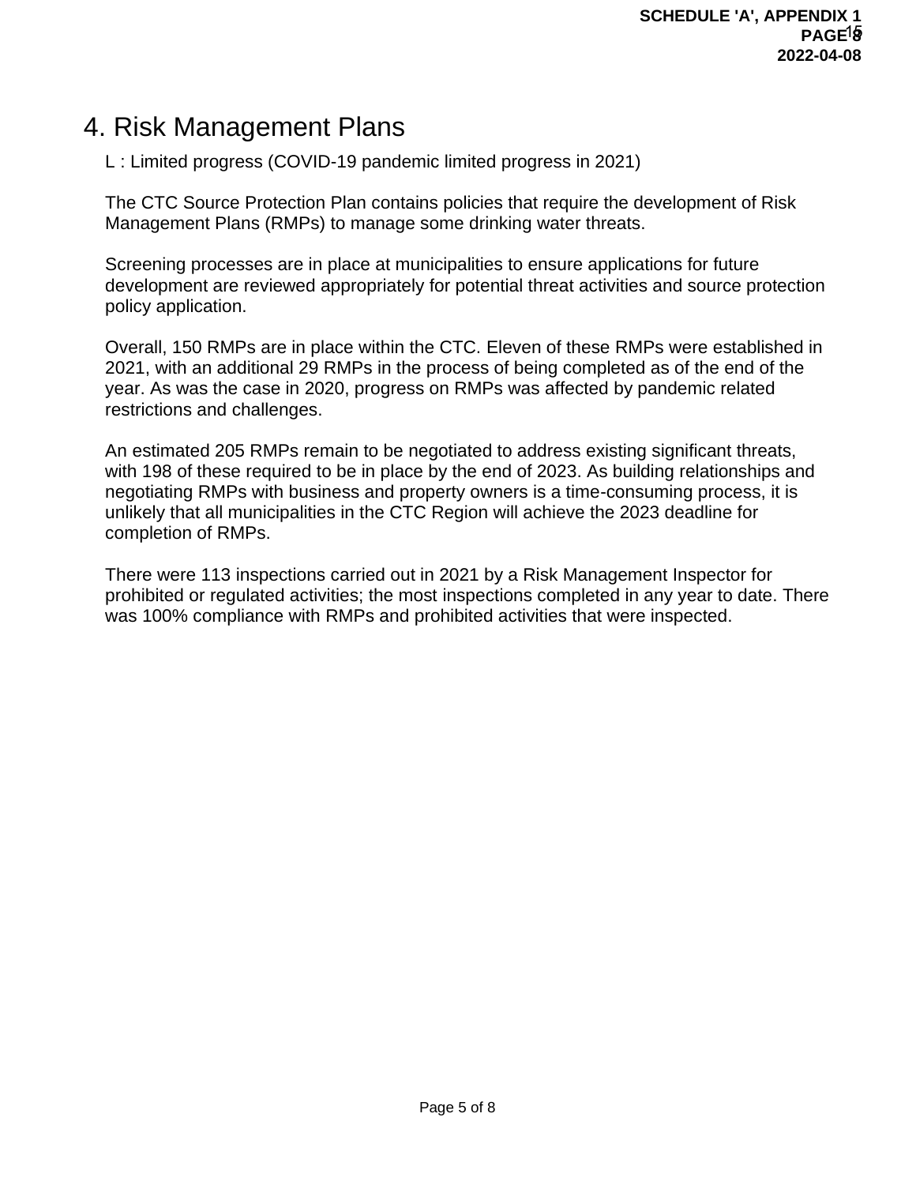# 4. Risk Management Plans

L : Limited progress (COVID-19 pandemic limited progress in 2021)

The CTC Source Protection Plan contains policies that require the development of Risk Management Plans (RMPs) to manage some drinking water threats.

Screening processes are in place at municipalities to ensure applications for future development are reviewed appropriately for potential threat activities and source protection policy application.

Overall, 150 RMPs are in place within the CTC. Eleven of these RMPs were established in 2021, with an additional 29 RMPs in the process of being completed as of the end of the year. As was the case in 2020, progress on RMPs was affected by pandemic related restrictions and challenges.

An estimated 205 RMPs remain to be negotiated to address existing significant threats, with 198 of these required to be in place by the end of 2023. As building relationships and negotiating RMPs with business and property owners is a time-consuming process, it is unlikely that all municipalities in the CTC Region will achieve the 2023 deadline for completion of RMPs.

There were 113 inspections carried out in 2021 by a Risk Management Inspector for prohibited or regulated activities; the most inspections completed in any year to date. There was 100% compliance with RMPs and prohibited activities that were inspected.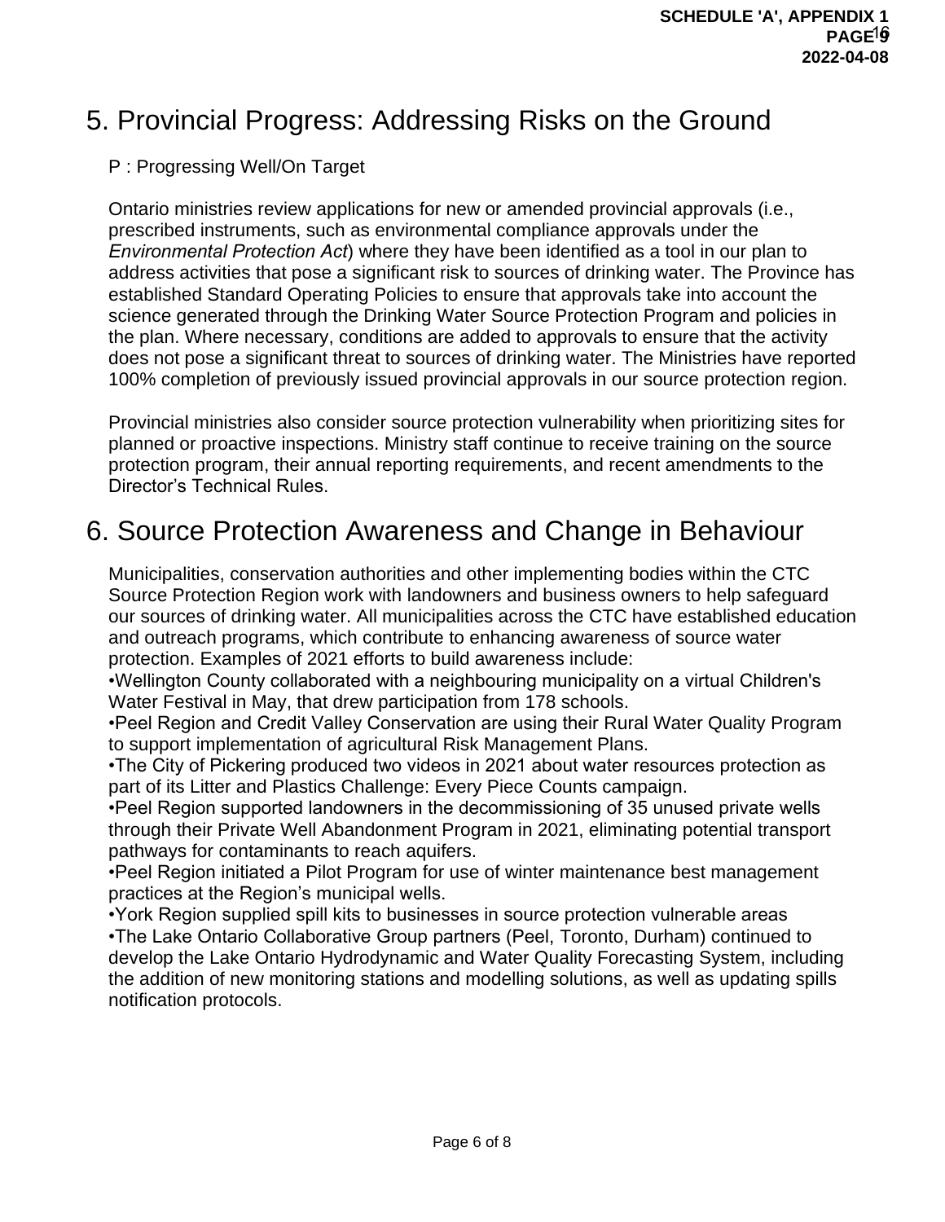# 5. Provincial Progress: Addressing Risks on the Ground

P : Progressing Well/On Target

Ontario ministries review applications for new or amended provincial approvals (i.e., prescribed instruments, such as environmental compliance approvals under the *Environmental Protection Act*) where they have been identified as a tool in our plan to address activities that pose a significant risk to sources of drinking water. The Province has established Standard Operating Policies to ensure that approvals take into account the science generated through the Drinking Water Source Protection Program and policies in the plan. Where necessary, conditions are added to approvals to ensure that the activity does not pose a significant threat to sources of drinking water. The Ministries have reported 100% completion of previously issued provincial approvals in our source protection region.

Provincial ministries also consider source protection vulnerability when prioritizing sites for planned or proactive inspections. Ministry staff continue to receive training on the source protection program, their annual reporting requirements, and recent amendments to the Director's Technical Rules.

# 6. Source Protection Awareness and Change in Behaviour

Municipalities, conservation authorities and other implementing bodies within the CTC Source Protection Region work with landowners and business owners to help safeguard our sources of drinking water. All municipalities across the CTC have established education and outreach programs, which contribute to enhancing awareness of source water protection. Examples of 2021 efforts to build awareness include:

- Wellington County collaborated with a neighbouring municipality on a virtual Children's Water Festival in May, that drew participation from 178 schools.
- Peel Region and Credit Valley Conservation are using their Rural Water Quality Program to support implementation of agricultural Risk Management Plans.
- The City of Pickering produced two videos in 2021 about water resources protection as part of its Litter and Plastics Challenge: Every Piece Counts campaign.
- Peel Region supported landowners in the decommissioning of 35 unused private wells through their Private Well Abandonment Program in 2021, eliminating potential transport pathways for contaminants to reach aquifers.
- Peel Region initiated a Pilot Program for use of winter maintenance best management practices at the Region's municipal wells.
- York Region supplied spill kits to businesses in source protection vulnerable areas
- The Lake Ontario Collaborative Group partners (Peel, Toronto, Durham) continued to develop the Lake Ontario Hydrodynamic and Water Quality Forecasting System, including the addition of new monitoring stations and modelling solutions, as well as updating spills notification protocols.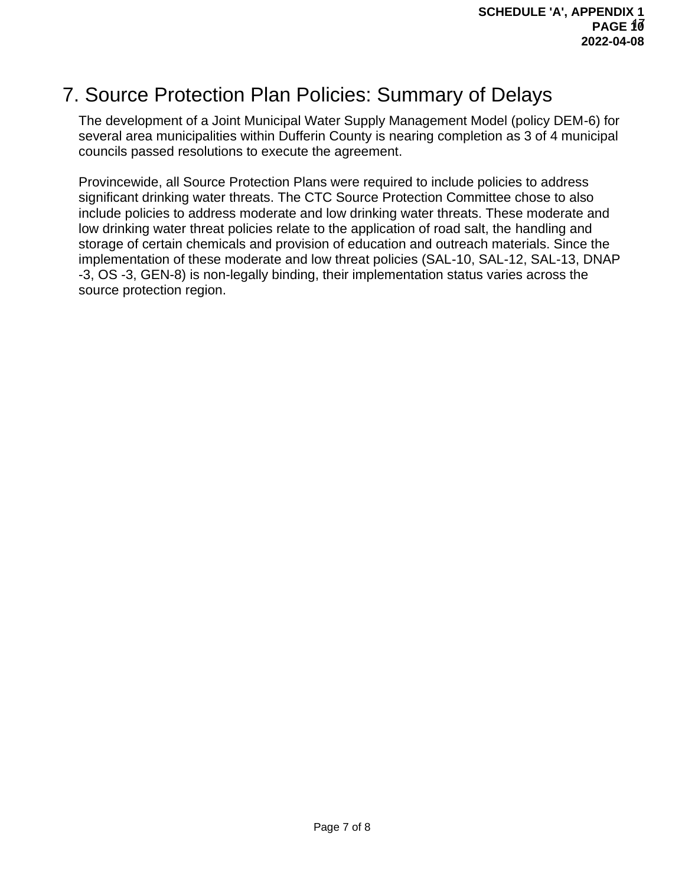# 7. Source Protection Plan Policies: Summary of Delays

The development of a Joint Municipal Water Supply Management Model (policy DEM-6) for several area municipalities within Dufferin County is nearing completion as 3 of 4 municipal councils passed resolutions to execute the agreement.

Provincewide, all Source Protection Plans were required to include policies to address significant drinking water threats. The CTC Source Protection Committee chose to also include policies to address moderate and low drinking water threats. These moderate and low drinking water threat policies relate to the application of road salt, the handling and storage of certain chemicals and provision of education and outreach materials. Since the implementation of these moderate and low threat policies (SAL-10, SAL-12, SAL-13, DNAP -3, OS -3, GEN-8) is non-legally binding, their implementation status varies across the source protection region.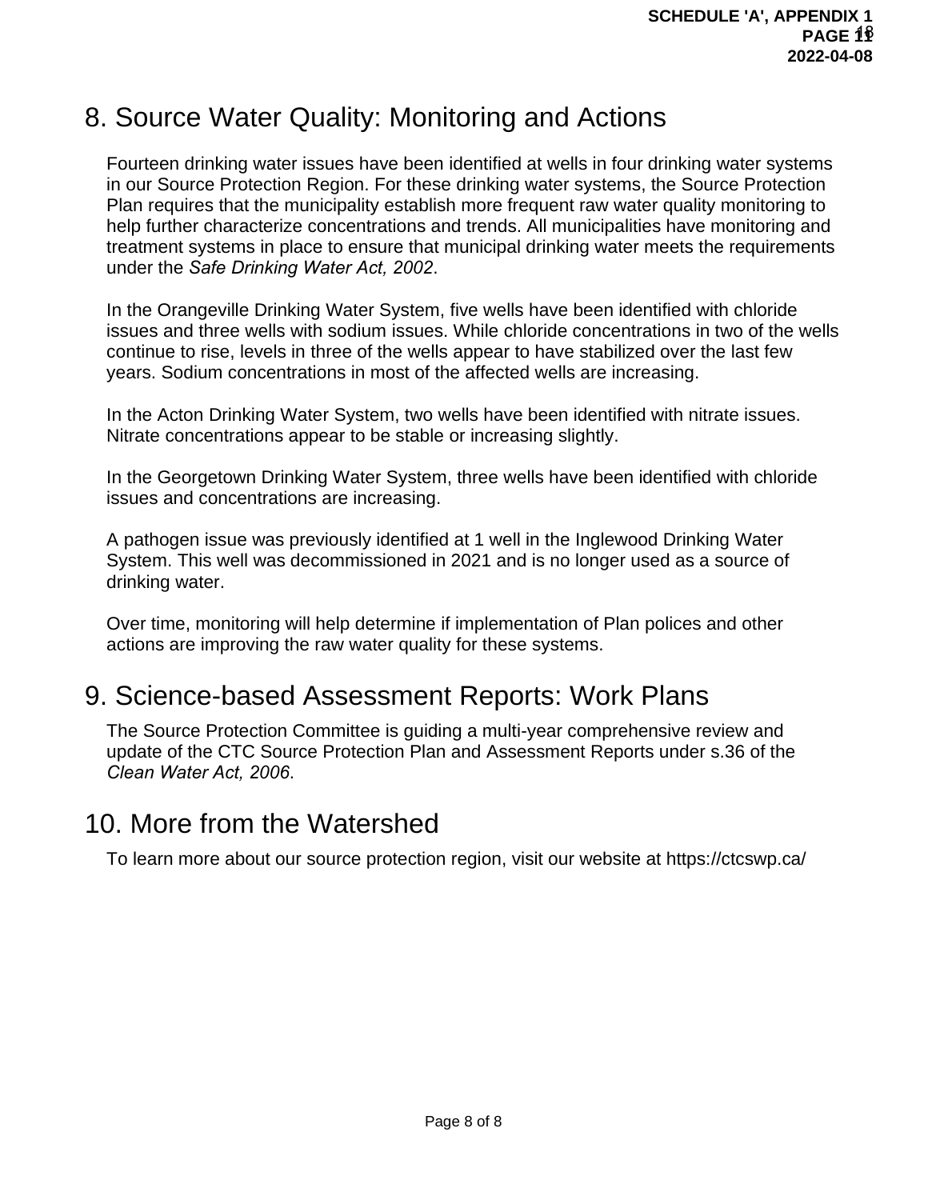## 8. Source Water Quality: Monitoring and Actions

Fourteen drinking water issues have been identified at wells in four drinking water systems in our Source Protection Region. For these drinking water systems, the Source Protection Plan requires that the municipality establish more frequent raw water quality monitoring to help further characterize concentrations and trends. All municipalities have monitoring and treatment systems in place to ensure that municipal drinking water meets the requirements under the *Safe Drinking Water Act, 2002*.

In the Orangeville Drinking Water System, five wells have been identified with chloride issues and three wells with sodium issues. While chloride concentrations in two of the wells continue to rise, levels in three of the wells appear to have stabilized over the last few years. Sodium concentrations in most of the affected wells are increasing.

In the Acton Drinking Water System, two wells have been identified with nitrate issues. Nitrate concentrations appear to be stable or increasing slightly.

In the Georgetown Drinking Water System, three wells have been identified with chloride issues and concentrations are increasing.

A pathogen issue was previously identified at 1 well in the Inglewood Drinking Water System. This well was decommissioned in 2021 and is no longer used as a source of drinking water.

Over time, monitoring will help determine if implementation of Plan polices and other actions are improving the raw water quality for these systems.

## 9. Science-based Assessment Reports: Work Plans

The Source Protection Committee is guiding a multi-year comprehensive review and update of the CTC Source Protection Plan and Assessment Reports under s.36 of the *Clean Water Act, 2006*.

## 10. More from the Watershed

To learn more about our source protection region, visit our website at https://ctcswp.ca/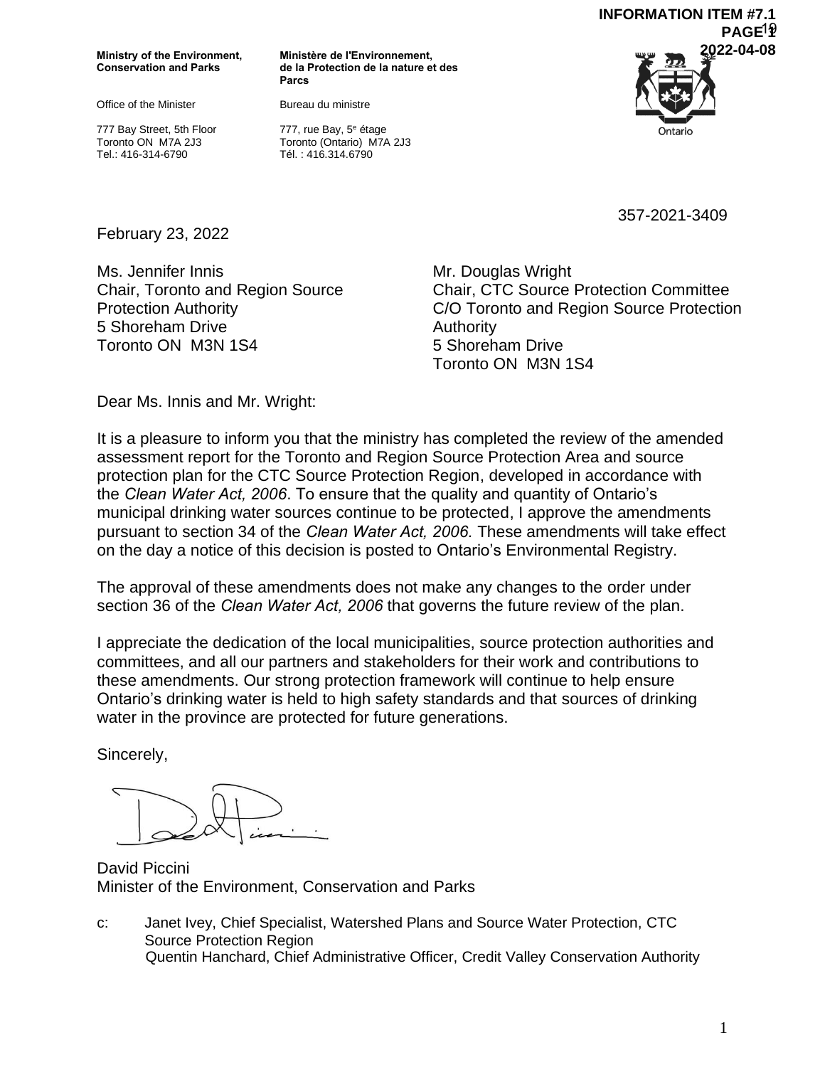**INFORMATION ITEM #7.1**
**PAGE 1**
**2022-04-08**

**Ministry of the Environment, Conservation and Parks**

Office of the Minister

777 Bay Street, 5th Floor
Toronto ON M7A 2J3
Tel.: 416-314-6790

**Ministère de l'Environnement, de la Protection de la nature et des Parcs**

Bureau du ministre

777, rue Bay, 5e étage
Toronto (Ontario) M7A 2J3
Tél. : 416.314.6790

357-2021-3409

February 23, 2022

Ms. Jennifer Innis
Chair, Toronto and Region Source Protection Authority
5 Shoreham Drive
Toronto ON M3N 1S4

Mr. Douglas Wright
Chair, CTC Source Protection Committee
C/O Toronto and Region Source Protection Authority
5 Shoreham Drive
Toronto ON M3N 1S4

Dear Ms. Innis and Mr. Wright:

It is a pleasure to inform you that the ministry has completed the review of the amended assessment report for the Toronto and Region Source Protection Area and source protection plan for the CTC Source Protection Region, developed in accordance with the *Clean Water Act, 2006*. To ensure that the quality and quantity of Ontario's municipal drinking water sources continue to be protected, I approve the amendments pursuant to section 34 of the *Clean Water Act, 2006.* These amendments will take effect on the day a notice of this decision is posted to Ontario's Environmental Registry.

The approval of these amendments does not make any changes to the order under section 36 of the *Clean Water Act, 2006* that governs the future review of the plan.

I appreciate the dedication of the local municipalities, source protection authorities and committees, and all our partners and stakeholders for their work and contributions to these amendments. Our strong protection framework will continue to help ensure Ontario's drinking water is held to high safety standards and that sources of drinking water in the province are protected for future generations.

Sincerely,

David Piccini
Minister of the Environment, Conservation and Parks

c: Janet Ivey, Chief Specialist, Watershed Plans and Source Water Protection, CTC Source Protection Region
Quentin Hanchard, Chief Administrative Officer, Credit Valley Conservation Authority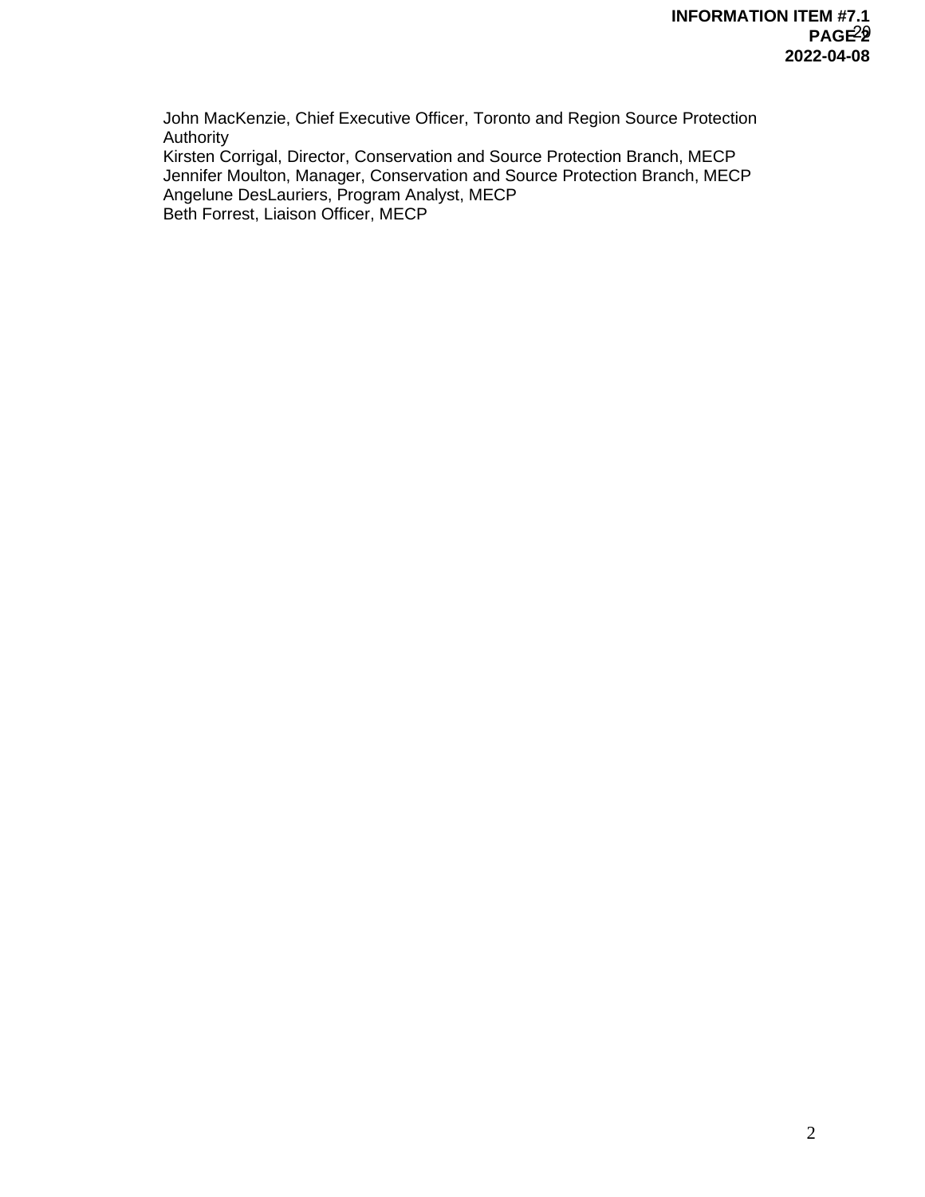John MacKenzie, Chief Executive Officer, Toronto and Region Source Protection Authority
Kirsten Corrigal, Director, Conservation and Source Protection Branch, MECP
Jennifer Moulton, Manager, Conservation and Source Protection Branch, MECP
Angelune DesLauriers, Program Analyst, MECP
Beth Forrest, Liaison Officer, MECP